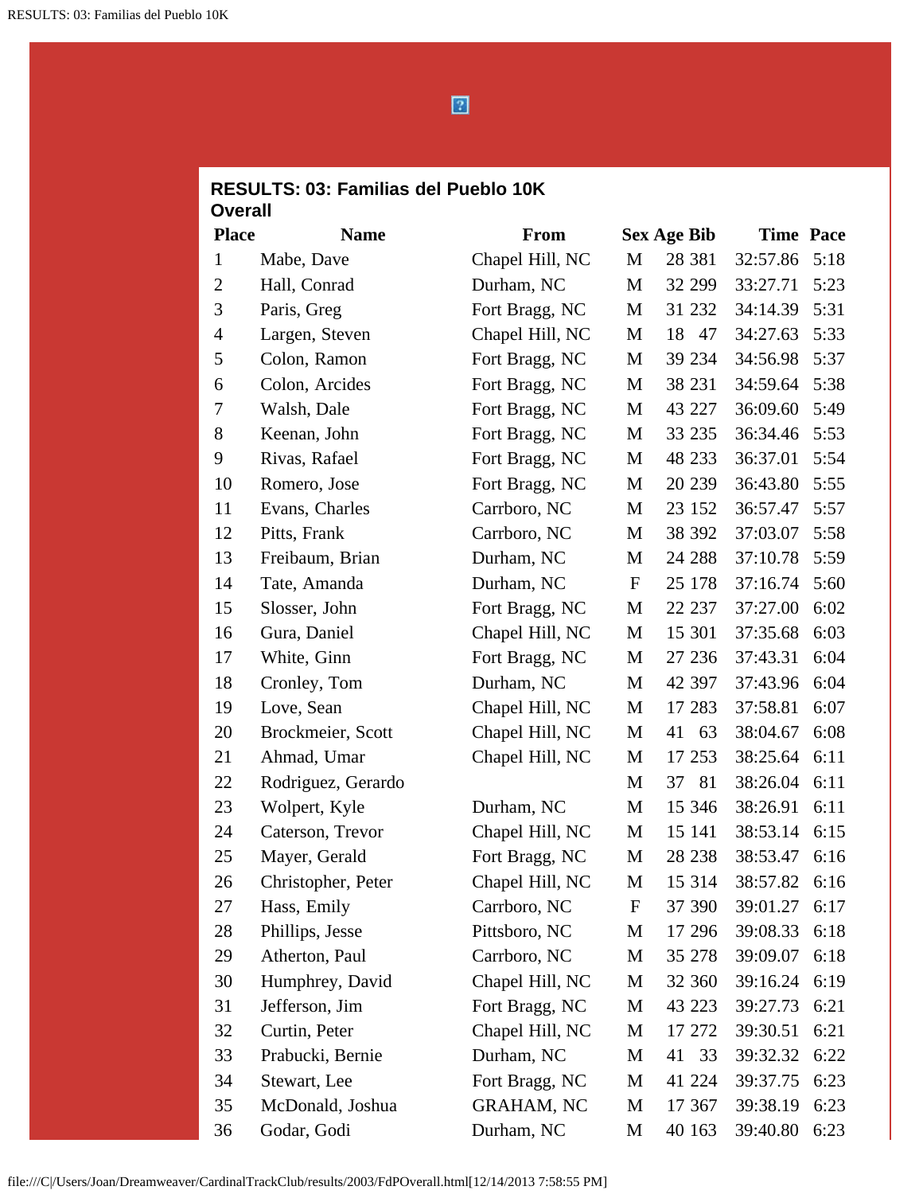## RESULTS: 03: Familias del Pueblo 10K

**Overall**

| Place | Name | From | Sex | Age | Bib | Time | Pace |
|---|---|---|---|---|---|---|---|
| 1 | Mabe, Dave | Chapel Hill, NC | M | 28 | 381 | 32:57.86 | 5:18 |
| 2 | Hall, Conrad | Durham, NC | M | 32 | 299 | 33:27.71 | 5:23 |
| 3 | Paris, Greg | Fort Bragg, NC | M | 31 | 232 | 34:14.39 | 5:31 |
| 4 | Largen, Steven | Chapel Hill, NC | M | 18 | 47 | 34:27.63 | 5:33 |
| 5 | Colon, Ramon | Fort Bragg, NC | M | 39 | 234 | 34:56.98 | 5:37 |
| 6 | Colon, Arcides | Fort Bragg, NC | M | 38 | 231 | 34:59.64 | 5:38 |
| 7 | Walsh, Dale | Fort Bragg, NC | M | 43 | 227 | 36:09.60 | 5:49 |
| 8 | Keenan, John | Fort Bragg, NC | M | 33 | 235 | 36:34.46 | 5:53 |
| 9 | Rivas, Rafael | Fort Bragg, NC | M | 48 | 233 | 36:37.01 | 5:54 |
| 10 | Romero, Jose | Fort Bragg, NC | M | 20 | 239 | 36:43.80 | 5:55 |
| 11 | Evans, Charles | Carrboro, NC | M | 23 | 152 | 36:57.47 | 5:57 |
| 12 | Pitts, Frank | Carrboro, NC | M | 38 | 392 | 37:03.07 | 5:58 |
| 13 | Freibaum, Brian | Durham, NC | M | 24 | 288 | 37:10.78 | 5:59 |
| 14 | Tate, Amanda | Durham, NC | F | 25 | 178 | 37:16.74 | 5:60 |
| 15 | Slosser, John | Fort Bragg, NC | M | 22 | 237 | 37:27.00 | 6:02 |
| 16 | Gura, Daniel | Chapel Hill, NC | M | 15 | 301 | 37:35.68 | 6:03 |
| 17 | White, Ginn | Fort Bragg, NC | M | 27 | 236 | 37:43.31 | 6:04 |
| 18 | Cronley, Tom | Durham, NC | M | 42 | 397 | 37:43.96 | 6:04 |
| 19 | Love, Sean | Chapel Hill, NC | M | 17 | 283 | 37:58.81 | 6:07 |
| 20 | Brockmeier, Scott | Chapel Hill, NC | M | 41 | 63 | 38:04.67 | 6:08 |
| 21 | Ahmad, Umar | Chapel Hill, NC | M | 17 | 253 | 38:25.64 | 6:11 |
| 22 | Rodriguez, Gerardo | | M | 37 | 81 | 38:26.04 | 6:11 |
| 23 | Wolpert, Kyle | Durham, NC | M | 15 | 346 | 38:26.91 | 6:11 |
| 24 | Caterson, Trevor | Chapel Hill, NC | M | 15 | 141 | 38:53.14 | 6:15 |
| 25 | Mayer, Gerald | Fort Bragg, NC | M | 28 | 238 | 38:53.47 | 6:16 |
| 26 | Christopher, Peter | Chapel Hill, NC | M | 15 | 314 | 38:57.82 | 6:16 |
| 27 | Hass, Emily | Carrboro, NC | F | 37 | 390 | 39:01.27 | 6:17 |
| 28 | Phillips, Jesse | Pittsboro, NC | M | 17 | 296 | 39:08.33 | 6:18 |
| 29 | Atherton, Paul | Carrboro, NC | M | 35 | 278 | 39:09.07 | 6:18 |
| 30 | Humphrey, David | Chapel Hill, NC | M | 32 | 360 | 39:16.24 | 6:19 |
| 31 | Jefferson, Jim | Fort Bragg, NC | M | 43 | 223 | 39:27.73 | 6:21 |
| 32 | Curtin, Peter | Chapel Hill, NC | M | 17 | 272 | 39:30.51 | 6:21 |
| 33 | Prabucki, Bernie | Durham, NC | M | 41 | 33 | 39:32.32 | 6:22 |
| 34 | Stewart, Lee | Fort Bragg, NC | M | 41 | 224 | 39:37.75 | 6:23 |
| 35 | McDonald, Joshua | GRAHAM, NC | M | 17 | 367 | 39:38.19 | 6:23 |
| 36 | Godar, Godi | Durham, NC | M | 40 | 163 | 39:40.80 | 6:23 |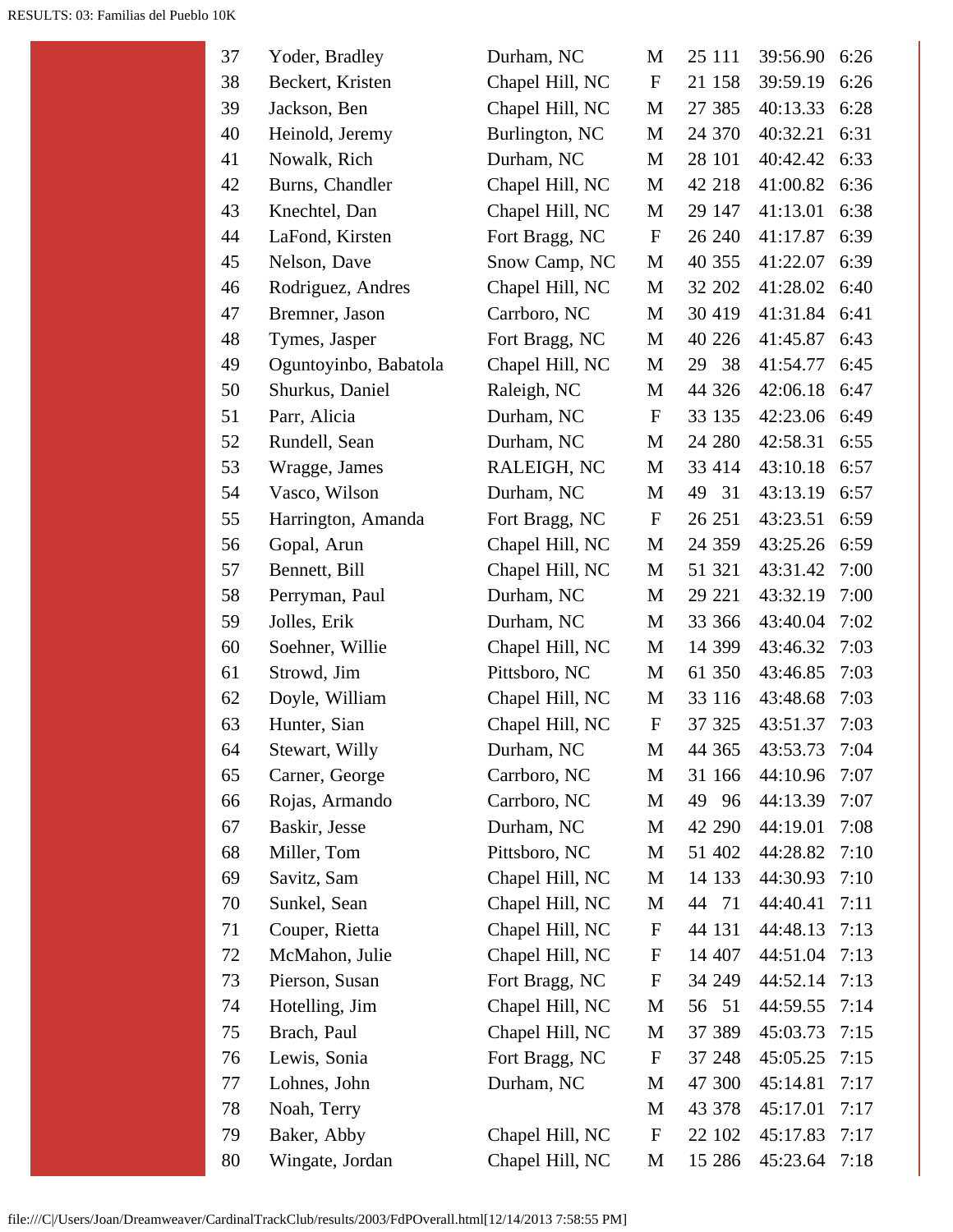| | | | | | | | |
|---|---|---|---|---|---|---|---|
| 37 | Yoder, Bradley | Durham, NC | M | 25 | 111 | 39:56.90 | 6:26 |
| 38 | Beckert, Kristen | Chapel Hill, NC | F | 21 | 158 | 39:59.19 | 6:26 |
| 39 | Jackson, Ben | Chapel Hill, NC | M | 27 | 385 | 40:13.33 | 6:28 |
| 40 | Heinold, Jeremy | Burlington, NC | M | 24 | 370 | 40:32.21 | 6:31 |
| 41 | Nowalk, Rich | Durham, NC | M | 28 | 101 | 40:42.42 | 6:33 |
| 42 | Burns, Chandler | Chapel Hill, NC | M | 42 | 218 | 41:00.82 | 6:36 |
| 43 | Knechtel, Dan | Chapel Hill, NC | M | 29 | 147 | 41:13.01 | 6:38 |
| 44 | LaFond, Kirsten | Fort Bragg, NC | F | 26 | 240 | 41:17.87 | 6:39 |
| 45 | Nelson, Dave | Snow Camp, NC | M | 40 | 355 | 41:22.07 | 6:39 |
| 46 | Rodriguez, Andres | Chapel Hill, NC | M | 32 | 202 | 41:28.02 | 6:40 |
| 47 | Bremner, Jason | Carrboro, NC | M | 30 | 419 | 41:31.84 | 6:41 |
| 48 | Tymes, Jasper | Fort Bragg, NC | M | 40 | 226 | 41:45.87 | 6:43 |
| 49 | Oguntoyinbo, Babatola | Chapel Hill, NC | M | 29 | 38 | 41:54.77 | 6:45 |
| 50 | Shurkus, Daniel | Raleigh, NC | M | 44 | 326 | 42:06.18 | 6:47 |
| 51 | Parr, Alicia | Durham, NC | F | 33 | 135 | 42:23.06 | 6:49 |
| 52 | Rundell, Sean | Durham, NC | M | 24 | 280 | 42:58.31 | 6:55 |
| 53 | Wragge, James | RALEIGH, NC | M | 33 | 414 | 43:10.18 | 6:57 |
| 54 | Vasco, Wilson | Durham, NC | M | 49 | 31 | 43:13.19 | 6:57 |
| 55 | Harrington, Amanda | Fort Bragg, NC | F | 26 | 251 | 43:23.51 | 6:59 |
| 56 | Gopal, Arun | Chapel Hill, NC | M | 24 | 359 | 43:25.26 | 6:59 |
| 57 | Bennett, Bill | Chapel Hill, NC | M | 51 | 321 | 43:31.42 | 7:00 |
| 58 | Perryman, Paul | Durham, NC | M | 29 | 221 | 43:32.19 | 7:00 |
| 59 | Jolles, Erik | Durham, NC | M | 33 | 366 | 43:40.04 | 7:02 |
| 60 | Soehner, Willie | Chapel Hill, NC | M | 14 | 399 | 43:46.32 | 7:03 |
| 61 | Strowd, Jim | Pittsboro, NC | M | 61 | 350 | 43:46.85 | 7:03 |
| 62 | Doyle, William | Chapel Hill, NC | M | 33 | 116 | 43:48.68 | 7:03 |
| 63 | Hunter, Sian | Chapel Hill, NC | F | 37 | 325 | 43:51.37 | 7:03 |
| 64 | Stewart, Willy | Durham, NC | M | 44 | 365 | 43:53.73 | 7:04 |
| 65 | Carner, George | Carrboro, NC | M | 31 | 166 | 44:10.96 | 7:07 |
| 66 | Rojas, Armando | Carrboro, NC | M | 49 | 96 | 44:13.39 | 7:07 |
| 67 | Baskir, Jesse | Durham, NC | M | 42 | 290 | 44:19.01 | 7:08 |
| 68 | Miller, Tom | Pittsboro, NC | M | 51 | 402 | 44:28.82 | 7:10 |
| 69 | Savitz, Sam | Chapel Hill, NC | M | 14 | 133 | 44:30.93 | 7:10 |
| 70 | Sunkel, Sean | Chapel Hill, NC | M | 44 | 71 | 44:40.41 | 7:11 |
| 71 | Couper, Rietta | Chapel Hill, NC | F | 44 | 131 | 44:48.13 | 7:13 |
| 72 | McMahon, Julie | Chapel Hill, NC | F | 14 | 407 | 44:51.04 | 7:13 |
| 73 | Pierson, Susan | Fort Bragg, NC | F | 34 | 249 | 44:52.14 | 7:13 |
| 74 | Hotelling, Jim | Chapel Hill, NC | M | 56 | 51 | 44:59.55 | 7:14 |
| 75 | Brach, Paul | Chapel Hill, NC | M | 37 | 389 | 45:03.73 | 7:15 |
| 76 | Lewis, Sonia | Fort Bragg, NC | F | 37 | 248 | 45:05.25 | 7:15 |
| 77 | Lohnes, John | Durham, NC | M | 47 | 300 | 45:14.81 | 7:17 |
| 78 | Noah, Terry | | M | 43 | 378 | 45:17.01 | 7:17 |
| 79 | Baker, Abby | Chapel Hill, NC | F | 22 | 102 | 45:17.83 | 7:17 |
| 80 | Wingate, Jordan | Chapel Hill, NC | M | 15 | 286 | 45:23.64 | 7:18 |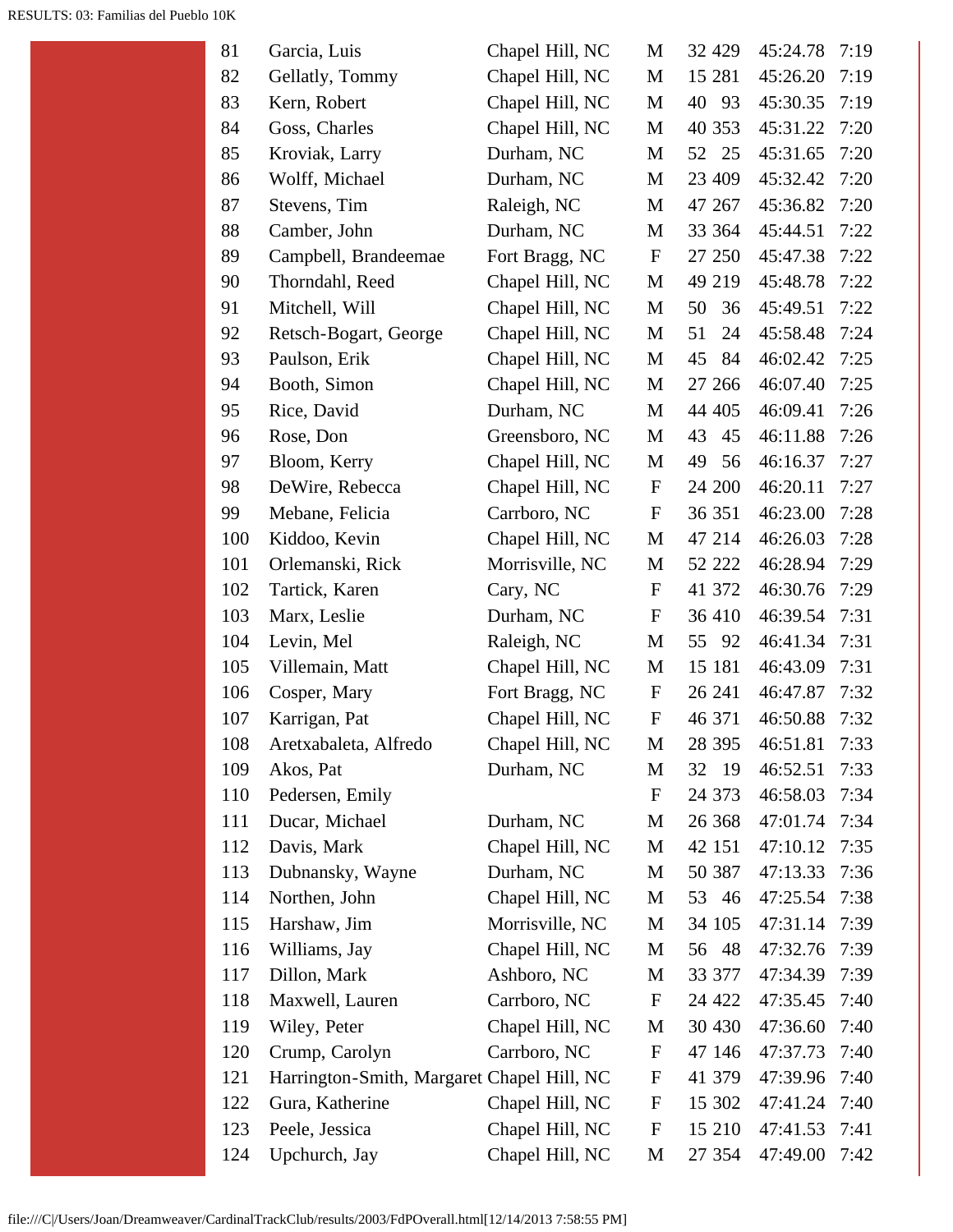| 81 | Garcia, Luis | Chapel Hill, NC | M | 32 | 429 | 45:24.78 | 7:19 |
|---|---|---|---|---|---|---|---|
| 82 | Gellatly, Tommy | Chapel Hill, NC | M | 15 | 281 | 45:26.20 | 7:19 |
| 83 | Kern, Robert | Chapel Hill, NC | M | 40 | 93 | 45:30.35 | 7:19 |
| 84 | Goss, Charles | Chapel Hill, NC | M | 40 | 353 | 45:31.22 | 7:20 |
| 85 | Kroviak, Larry | Durham, NC | M | 52 | 25 | 45:31.65 | 7:20 |
| 86 | Wolff, Michael | Durham, NC | M | 23 | 409 | 45:32.42 | 7:20 |
| 87 | Stevens, Tim | Raleigh, NC | M | 47 | 267 | 45:36.82 | 7:20 |
| 88 | Camber, John | Durham, NC | M | 33 | 364 | 45:44.51 | 7:22 |
| 89 | Campbell, Brandeemae | Fort Bragg, NC | F | 27 | 250 | 45:47.38 | 7:22 |
| 90 | Thorndahl, Reed | Chapel Hill, NC | M | 49 | 219 | 45:48.78 | 7:22 |
| 91 | Mitchell, Will | Chapel Hill, NC | M | 50 | 36 | 45:49.51 | 7:22 |
| 92 | Retsch-Bogart, George | Chapel Hill, NC | M | 51 | 24 | 45:58.48 | 7:24 |
| 93 | Paulson, Erik | Chapel Hill, NC | M | 45 | 84 | 46:02.42 | 7:25 |
| 94 | Booth, Simon | Chapel Hill, NC | M | 27 | 266 | 46:07.40 | 7:25 |
| 95 | Rice, David | Durham, NC | M | 44 | 405 | 46:09.41 | 7:26 |
| 96 | Rose, Don | Greensboro, NC | M | 43 | 45 | 46:11.88 | 7:26 |
| 97 | Bloom, Kerry | Chapel Hill, NC | M | 49 | 56 | 46:16.37 | 7:27 |
| 98 | DeWire, Rebecca | Chapel Hill, NC | F | 24 | 200 | 46:20.11 | 7:27 |
| 99 | Mebane, Felicia | Carrboro, NC | F | 36 | 351 | 46:23.00 | 7:28 |
| 100 | Kiddoo, Kevin | Chapel Hill, NC | M | 47 | 214 | 46:26.03 | 7:28 |
| 101 | Orlemanski, Rick | Morrisville, NC | M | 52 | 222 | 46:28.94 | 7:29 |
| 102 | Tartick, Karen | Cary, NC | F | 41 | 372 | 46:30.76 | 7:29 |
| 103 | Marx, Leslie | Durham, NC | F | 36 | 410 | 46:39.54 | 7:31 |
| 104 | Levin, Mel | Raleigh, NC | M | 55 | 92 | 46:41.34 | 7:31 |
| 105 | Villemain, Matt | Chapel Hill, NC | M | 15 | 181 | 46:43.09 | 7:31 |
| 106 | Cosper, Mary | Fort Bragg, NC | F | 26 | 241 | 46:47.87 | 7:32 |
| 107 | Karrigan, Pat | Chapel Hill, NC | F | 46 | 371 | 46:50.88 | 7:32 |
| 108 | Aretxabaleta, Alfredo | Chapel Hill, NC | M | 28 | 395 | 46:51.81 | 7:33 |
| 109 | Akos, Pat | Durham, NC | M | 32 | 19 | 46:52.51 | 7:33 |
| 110 | Pedersen, Emily | | F | 24 | 373 | 46:58.03 | 7:34 |
| 111 | Ducar, Michael | Durham, NC | M | 26 | 368 | 47:01.74 | 7:34 |
| 112 | Davis, Mark | Chapel Hill, NC | M | 42 | 151 | 47:10.12 | 7:35 |
| 113 | Dubnansky, Wayne | Durham, NC | M | 50 | 387 | 47:13.33 | 7:36 |
| 114 | Northen, John | Chapel Hill, NC | M | 53 | 46 | 47:25.54 | 7:38 |
| 115 | Harshaw, Jim | Morrisville, NC | M | 34 | 105 | 47:31.14 | 7:39 |
| 116 | Williams, Jay | Chapel Hill, NC | M | 56 | 48 | 47:32.76 | 7:39 |
| 117 | Dillon, Mark | Ashboro, NC | M | 33 | 377 | 47:34.39 | 7:39 |
| 118 | Maxwell, Lauren | Carrboro, NC | F | 24 | 422 | 47:35.45 | 7:40 |
| 119 | Wiley, Peter | Chapel Hill, NC | M | 30 | 430 | 47:36.60 | 7:40 |
| 120 | Crump, Carolyn | Carrboro, NC | F | 47 | 146 | 47:37.73 | 7:40 |
| 121 | Harrington-Smith, Margaret | Chapel Hill, NC | F | 41 | 379 | 47:39.96 | 7:40 |
| 122 | Gura, Katherine | Chapel Hill, NC | F | 15 | 302 | 47:41.24 | 7:40 |
| 123 | Peele, Jessica | Chapel Hill, NC | F | 15 | 210 | 47:41.53 | 7:41 |
| 124 | Upchurch, Jay | Chapel Hill, NC | M | 27 | 354 | 47:49.00 | 7:42 |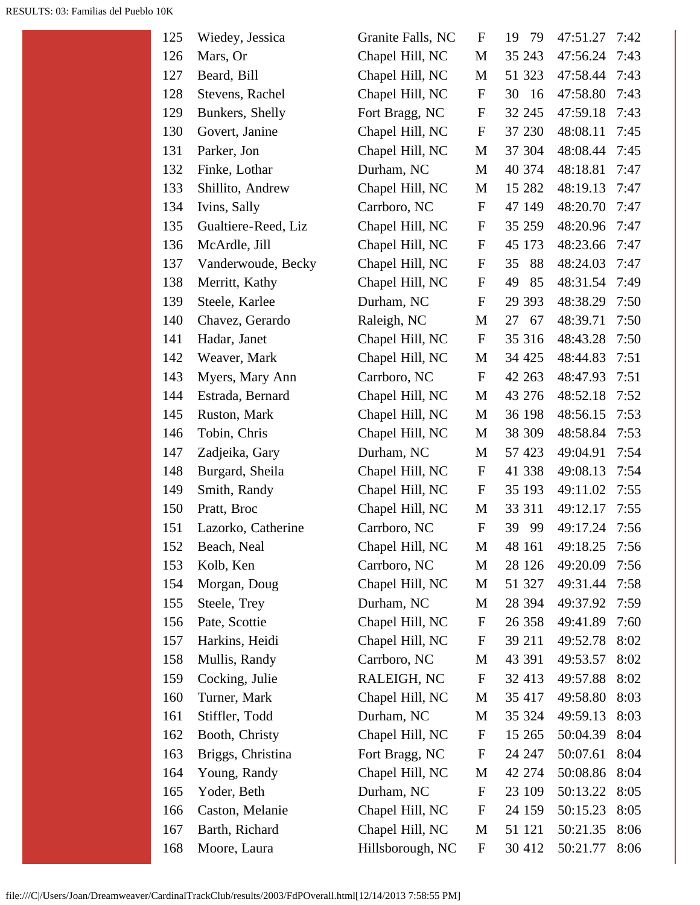| Place | Name | City | Sex | Age | Bib | Time | Pace |
|---|---|---|---|---|---|---|---|
| 125 | Wiedey, Jessica | Granite Falls, NC | F | 19 | 79 | 47:51.27 | 7:42 |
| 126 | Mars, Or | Chapel Hill, NC | M | 35 | 243 | 47:56.24 | 7:43 |
| 127 | Beard, Bill | Chapel Hill, NC | M | 51 | 323 | 47:58.44 | 7:43 |
| 128 | Stevens, Rachel | Chapel Hill, NC | F | 30 | 16 | 47:58.80 | 7:43 |
| 129 | Bunkers, Shelly | Fort Bragg, NC | F | 32 | 245 | 47:59.18 | 7:43 |
| 130 | Govert, Janine | Chapel Hill, NC | F | 37 | 230 | 48:08.11 | 7:45 |
| 131 | Parker, Jon | Chapel Hill, NC | M | 37 | 304 | 48:08.44 | 7:45 |
| 132 | Finke, Lothar | Durham, NC | M | 40 | 374 | 48:18.81 | 7:47 |
| 133 | Shillito, Andrew | Chapel Hill, NC | M | 15 | 282 | 48:19.13 | 7:47 |
| 134 | Ivins, Sally | Carrboro, NC | F | 47 | 149 | 48:20.70 | 7:47 |
| 135 | Gualtiere-Reed, Liz | Chapel Hill, NC | F | 35 | 259 | 48:20.96 | 7:47 |
| 136 | McArdle, Jill | Chapel Hill, NC | F | 45 | 173 | 48:23.66 | 7:47 |
| 137 | Vanderwoude, Becky | Chapel Hill, NC | F | 35 | 88 | 48:24.03 | 7:47 |
| 138 | Merritt, Kathy | Chapel Hill, NC | F | 49 | 85 | 48:31.54 | 7:49 |
| 139 | Steele, Karlee | Durham, NC | F | 29 | 393 | 48:38.29 | 7:50 |
| 140 | Chavez, Gerardo | Raleigh, NC | M | 27 | 67 | 48:39.71 | 7:50 |
| 141 | Hadar, Janet | Chapel Hill, NC | F | 35 | 316 | 48:43.28 | 7:50 |
| 142 | Weaver, Mark | Chapel Hill, NC | M | 34 | 425 | 48:44.83 | 7:51 |
| 143 | Myers, Mary Ann | Carrboro, NC | F | 42 | 263 | 48:47.93 | 7:51 |
| 144 | Estrada, Bernard | Chapel Hill, NC | M | 43 | 276 | 48:52.18 | 7:52 |
| 145 | Ruston, Mark | Chapel Hill, NC | M | 36 | 198 | 48:56.15 | 7:53 |
| 146 | Tobin, Chris | Chapel Hill, NC | M | 38 | 309 | 48:58.84 | 7:53 |
| 147 | Zadjeika, Gary | Durham, NC | M | 57 | 423 | 49:04.91 | 7:54 |
| 148 | Burgard, Sheila | Chapel Hill, NC | F | 41 | 338 | 49:08.13 | 7:54 |
| 149 | Smith, Randy | Chapel Hill, NC | F | 35 | 193 | 49:11.02 | 7:55 |
| 150 | Pratt, Broc | Chapel Hill, NC | M | 33 | 311 | 49:12.17 | 7:55 |
| 151 | Lazorko, Catherine | Carrboro, NC | F | 39 | 99 | 49:17.24 | 7:56 |
| 152 | Beach, Neal | Chapel Hill, NC | M | 48 | 161 | 49:18.25 | 7:56 |
| 153 | Kolb, Ken | Carrboro, NC | M | 28 | 126 | 49:20.09 | 7:56 |
| 154 | Morgan, Doug | Chapel Hill, NC | M | 51 | 327 | 49:31.44 | 7:58 |
| 155 | Steele, Trey | Durham, NC | M | 28 | 394 | 49:37.92 | 7:59 |
| 156 | Pate, Scottie | Chapel Hill, NC | F | 26 | 358 | 49:41.89 | 7:60 |
| 157 | Harkins, Heidi | Chapel Hill, NC | F | 39 | 211 | 49:52.78 | 8:02 |
| 158 | Mullis, Randy | Carrboro, NC | M | 43 | 391 | 49:53.57 | 8:02 |
| 159 | Cocking, Julie | RALEIGH, NC | F | 32 | 413 | 49:57.88 | 8:02 |
| 160 | Turner, Mark | Chapel Hill, NC | M | 35 | 417 | 49:58.80 | 8:03 |
| 161 | Stiffler, Todd | Durham, NC | M | 35 | 324 | 49:59.13 | 8:03 |
| 162 | Booth, Christy | Chapel Hill, NC | F | 15 | 265 | 50:04.39 | 8:04 |
| 163 | Briggs, Christina | Fort Bragg, NC | F | 24 | 247 | 50:07.61 | 8:04 |
| 164 | Young, Randy | Chapel Hill, NC | M | 42 | 274 | 50:08.86 | 8:04 |
| 165 | Yoder, Beth | Durham, NC | F | 23 | 109 | 50:13.22 | 8:05 |
| 166 | Caston, Melanie | Chapel Hill, NC | F | 24 | 159 | 50:15.23 | 8:05 |
| 167 | Barth, Richard | Chapel Hill, NC | M | 51 | 121 | 50:21.35 | 8:06 |
| 168 | Moore, Laura | Hillsborough, NC | F | 30 | 412 | 50:21.77 | 8:06 |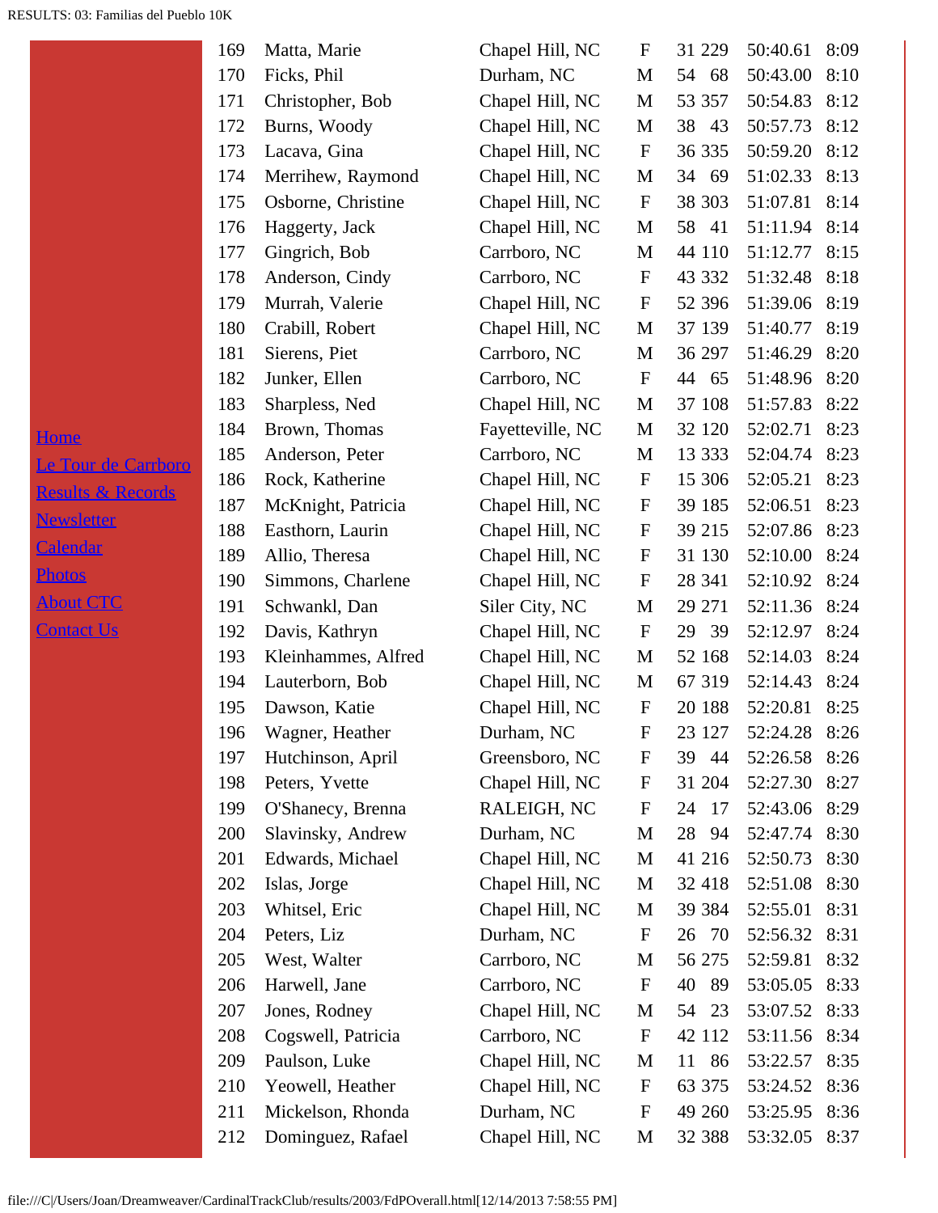- [Home]()
- [Le Tour de Carrboro]()
- [Results & Records]()
- [Newsletter]()
- [Calendar]()
- [Photos]()
- [About CTC]()
- [Contact Us]()

| | | | | | | | |
|---|---|---|---|---|---|---|---|
| 169 | Matta, Marie | Chapel Hill, NC | F | 31 | 229 | 50:40.61 | 8:09 |
| 170 | Ficks, Phil | Durham, NC | M | 54 | 68 | 50:43.00 | 8:10 |
| 171 | Christopher, Bob | Chapel Hill, NC | M | 53 | 357 | 50:54.83 | 8:12 |
| 172 | Burns, Woody | Chapel Hill, NC | M | 38 | 43 | 50:57.73 | 8:12 |
| 173 | Lacava, Gina | Chapel Hill, NC | F | 36 | 335 | 50:59.20 | 8:12 |
| 174 | Merrihew, Raymond | Chapel Hill, NC | M | 34 | 69 | 51:02.33 | 8:13 |
| 175 | Osborne, Christine | Chapel Hill, NC | F | 38 | 303 | 51:07.81 | 8:14 |
| 176 | Haggerty, Jack | Chapel Hill, NC | M | 58 | 41 | 51:11.94 | 8:14 |
| 177 | Gingrich, Bob | Carrboro, NC | M | 44 | 110 | 51:12.77 | 8:15 |
| 178 | Anderson, Cindy | Carrboro, NC | F | 43 | 332 | 51:32.48 | 8:18 |
| 179 | Murrah, Valerie | Chapel Hill, NC | F | 52 | 396 | 51:39.06 | 8:19 |
| 180 | Crabill, Robert | Chapel Hill, NC | M | 37 | 139 | 51:40.77 | 8:19 |
| 181 | Sierens, Piet | Carrboro, NC | M | 36 | 297 | 51:46.29 | 8:20 |
| 182 | Junker, Ellen | Carrboro, NC | F | 44 | 65 | 51:48.96 | 8:20 |
| 183 | Sharpless, Ned | Chapel Hill, NC | M | 37 | 108 | 51:57.83 | 8:22 |
| 184 | Brown, Thomas | Fayetteville, NC | M | 32 | 120 | 52:02.71 | 8:23 |
| 185 | Anderson, Peter | Carrboro, NC | M | 13 | 333 | 52:04.74 | 8:23 |
| 186 | Rock, Katherine | Chapel Hill, NC | F | 15 | 306 | 52:05.21 | 8:23 |
| 187 | McKnight, Patricia | Chapel Hill, NC | F | 39 | 185 | 52:06.51 | 8:23 |
| 188 | Easthorn, Laurin | Chapel Hill, NC | F | 39 | 215 | 52:07.86 | 8:23 |
| 189 | Allio, Theresa | Chapel Hill, NC | F | 31 | 130 | 52:10.00 | 8:24 |
| 190 | Simmons, Charlene | Chapel Hill, NC | F | 28 | 341 | 52:10.92 | 8:24 |
| 191 | Schwankl, Dan | Siler City, NC | M | 29 | 271 | 52:11.36 | 8:24 |
| 192 | Davis, Kathryn | Chapel Hill, NC | F | 29 | 39 | 52:12.97 | 8:24 |
| 193 | Kleinhammes, Alfred | Chapel Hill, NC | M | 52 | 168 | 52:14.03 | 8:24 |
| 194 | Lauterborn, Bob | Chapel Hill, NC | M | 67 | 319 | 52:14.43 | 8:24 |
| 195 | Dawson, Katie | Chapel Hill, NC | F | 20 | 188 | 52:20.81 | 8:25 |
| 196 | Wagner, Heather | Durham, NC | F | 23 | 127 | 52:24.28 | 8:26 |
| 197 | Hutchinson, April | Greensboro, NC | F | 39 | 44 | 52:26.58 | 8:26 |
| 198 | Peters, Yvette | Chapel Hill, NC | F | 31 | 204 | 52:27.30 | 8:27 |
| 199 | O'Shanecy, Brenna | RALEIGH, NC | F | 24 | 17 | 52:43.06 | 8:29 |
| 200 | Slavinsky, Andrew | Durham, NC | M | 28 | 94 | 52:47.74 | 8:30 |
| 201 | Edwards, Michael | Chapel Hill, NC | M | 41 | 216 | 52:50.73 | 8:30 |
| 202 | Islas, Jorge | Chapel Hill, NC | M | 32 | 418 | 52:51.08 | 8:30 |
| 203 | Whitsel, Eric | Chapel Hill, NC | M | 39 | 384 | 52:55.01 | 8:31 |
| 204 | Peters, Liz | Durham, NC | F | 26 | 70 | 52:56.32 | 8:31 |
| 205 | West, Walter | Carrboro, NC | M | 56 | 275 | 52:59.81 | 8:32 |
| 206 | Harwell, Jane | Carrboro, NC | F | 40 | 89 | 53:05.05 | 8:33 |
| 207 | Jones, Rodney | Chapel Hill, NC | M | 54 | 23 | 53:07.52 | 8:33 |
| 208 | Cogswell, Patricia | Carrboro, NC | F | 42 | 112 | 53:11.56 | 8:34 |
| 209 | Paulson, Luke | Chapel Hill, NC | M | 11 | 86 | 53:22.57 | 8:35 |
| 210 | Yeowell, Heather | Chapel Hill, NC | F | 63 | 375 | 53:24.52 | 8:36 |
| 211 | Mickelson, Rhonda | Durham, NC | F | 49 | 260 | 53:25.95 | 8:36 |
| 212 | Dominguez, Rafael | Chapel Hill, NC | M | 32 | 388 | 53:32.05 | 8:37 |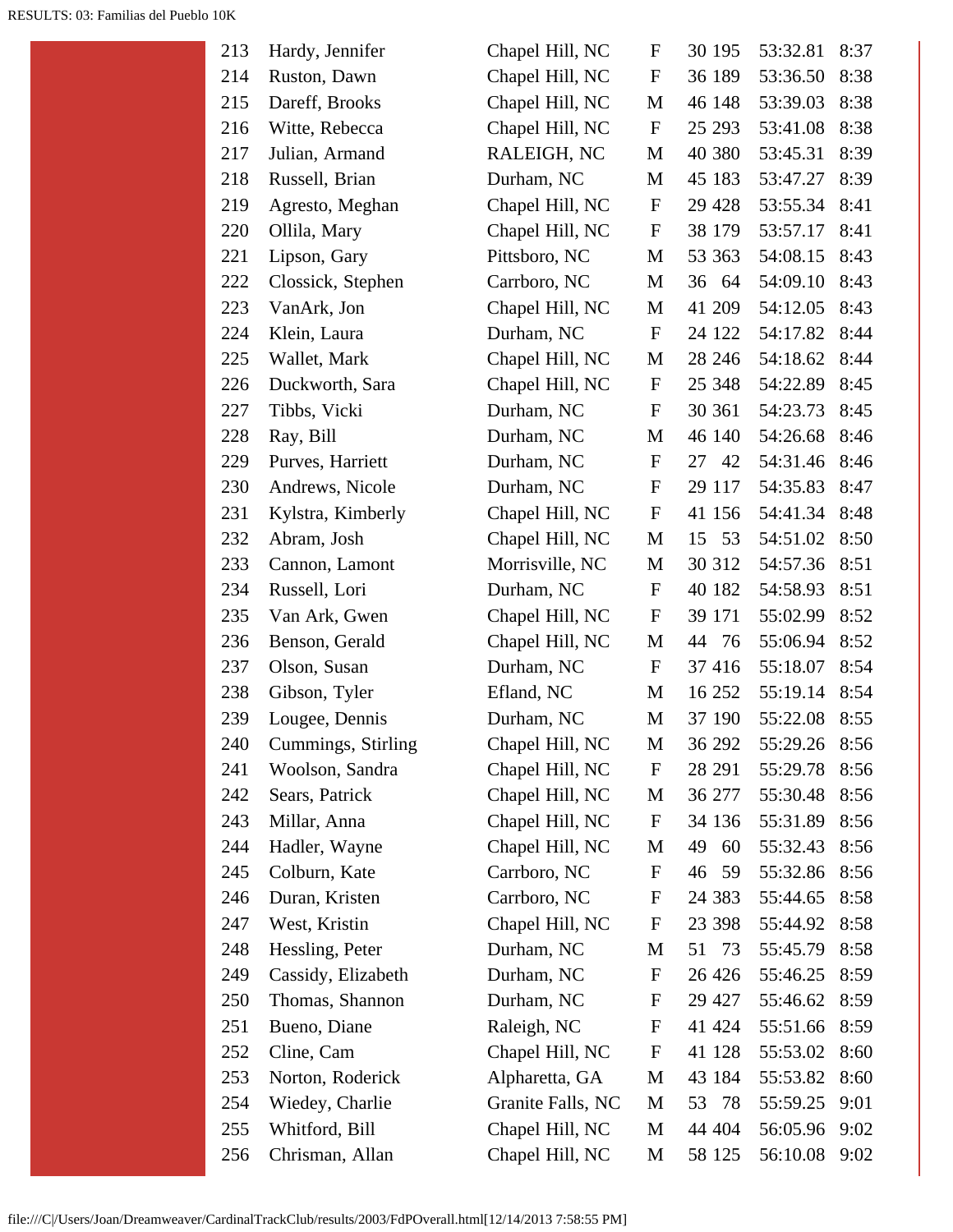| Place | Name | City | Sex | Age | Bib | Time | Pace |
|---|---|---|---|---|---|---|---|
| 213 | Hardy, Jennifer | Chapel Hill, NC | F | 30 | 195 | 53:32.81 | 8:37 |
| 214 | Ruston, Dawn | Chapel Hill, NC | F | 36 | 189 | 53:36.50 | 8:38 |
| 215 | Dareff, Brooks | Chapel Hill, NC | M | 46 | 148 | 53:39.03 | 8:38 |
| 216 | Witte, Rebecca | Chapel Hill, NC | F | 25 | 293 | 53:41.08 | 8:38 |
| 217 | Julian, Armand | RALEIGH, NC | M | 40 | 380 | 53:45.31 | 8:39 |
| 218 | Russell, Brian | Durham, NC | M | 45 | 183 | 53:47.27 | 8:39 |
| 219 | Agresto, Meghan | Chapel Hill, NC | F | 29 | 428 | 53:55.34 | 8:41 |
| 220 | Ollila, Mary | Chapel Hill, NC | F | 38 | 179 | 53:57.17 | 8:41 |
| 221 | Lipson, Gary | Pittsboro, NC | M | 53 | 363 | 54:08.15 | 8:43 |
| 222 | Clossick, Stephen | Carrboro, NC | M | 36 | 64 | 54:09.10 | 8:43 |
| 223 | VanArk, Jon | Chapel Hill, NC | M | 41 | 209 | 54:12.05 | 8:43 |
| 224 | Klein, Laura | Durham, NC | F | 24 | 122 | 54:17.82 | 8:44 |
| 225 | Wallet, Mark | Chapel Hill, NC | M | 28 | 246 | 54:18.62 | 8:44 |
| 226 | Duckworth, Sara | Chapel Hill, NC | F | 25 | 348 | 54:22.89 | 8:45 |
| 227 | Tibbs, Vicki | Durham, NC | F | 30 | 361 | 54:23.73 | 8:45 |
| 228 | Ray, Bill | Durham, NC | M | 46 | 140 | 54:26.68 | 8:46 |
| 229 | Purves, Harriett | Durham, NC | F | 27 | 42 | 54:31.46 | 8:46 |
| 230 | Andrews, Nicole | Durham, NC | F | 29 | 117 | 54:35.83 | 8:47 |
| 231 | Kylstra, Kimberly | Chapel Hill, NC | F | 41 | 156 | 54:41.34 | 8:48 |
| 232 | Abram, Josh | Chapel Hill, NC | M | 15 | 53 | 54:51.02 | 8:50 |
| 233 | Cannon, Lamont | Morrisville, NC | M | 30 | 312 | 54:57.36 | 8:51 |
| 234 | Russell, Lori | Durham, NC | F | 40 | 182 | 54:58.93 | 8:51 |
| 235 | Van Ark, Gwen | Chapel Hill, NC | F | 39 | 171 | 55:02.99 | 8:52 |
| 236 | Benson, Gerald | Chapel Hill, NC | M | 44 | 76 | 55:06.94 | 8:52 |
| 237 | Olson, Susan | Durham, NC | F | 37 | 416 | 55:18.07 | 8:54 |
| 238 | Gibson, Tyler | Efland, NC | M | 16 | 252 | 55:19.14 | 8:54 |
| 239 | Lougee, Dennis | Durham, NC | M | 37 | 190 | 55:22.08 | 8:55 |
| 240 | Cummings, Stirling | Chapel Hill, NC | M | 36 | 292 | 55:29.26 | 8:56 |
| 241 | Woolson, Sandra | Chapel Hill, NC | F | 28 | 291 | 55:29.78 | 8:56 |
| 242 | Sears, Patrick | Chapel Hill, NC | M | 36 | 277 | 55:30.48 | 8:56 |
| 243 | Millar, Anna | Chapel Hill, NC | F | 34 | 136 | 55:31.89 | 8:56 |
| 244 | Hadler, Wayne | Chapel Hill, NC | M | 49 | 60 | 55:32.43 | 8:56 |
| 245 | Colburn, Kate | Carrboro, NC | F | 46 | 59 | 55:32.86 | 8:56 |
| 246 | Duran, Kristen | Carrboro, NC | F | 24 | 383 | 55:44.65 | 8:58 |
| 247 | West, Kristin | Chapel Hill, NC | F | 23 | 398 | 55:44.92 | 8:58 |
| 248 | Hessling, Peter | Durham, NC | M | 51 | 73 | 55:45.79 | 8:58 |
| 249 | Cassidy, Elizabeth | Durham, NC | F | 26 | 426 | 55:46.25 | 8:59 |
| 250 | Thomas, Shannon | Durham, NC | F | 29 | 427 | 55:46.62 | 8:59 |
| 251 | Bueno, Diane | Raleigh, NC | F | 41 | 424 | 55:51.66 | 8:59 |
| 252 | Cline, Cam | Chapel Hill, NC | F | 41 | 128 | 55:53.02 | 8:60 |
| 253 | Norton, Roderick | Alpharetta, GA | M | 43 | 184 | 55:53.82 | 8:60 |
| 254 | Wiedey, Charlie | Granite Falls, NC | M | 53 | 78 | 55:59.25 | 9:01 |
| 255 | Whitford, Bill | Chapel Hill, NC | M | 44 | 404 | 56:05.96 | 9:02 |
| 256 | Chrisman, Allan | Chapel Hill, NC | M | 58 | 125 | 56:10.08 | 9:02 |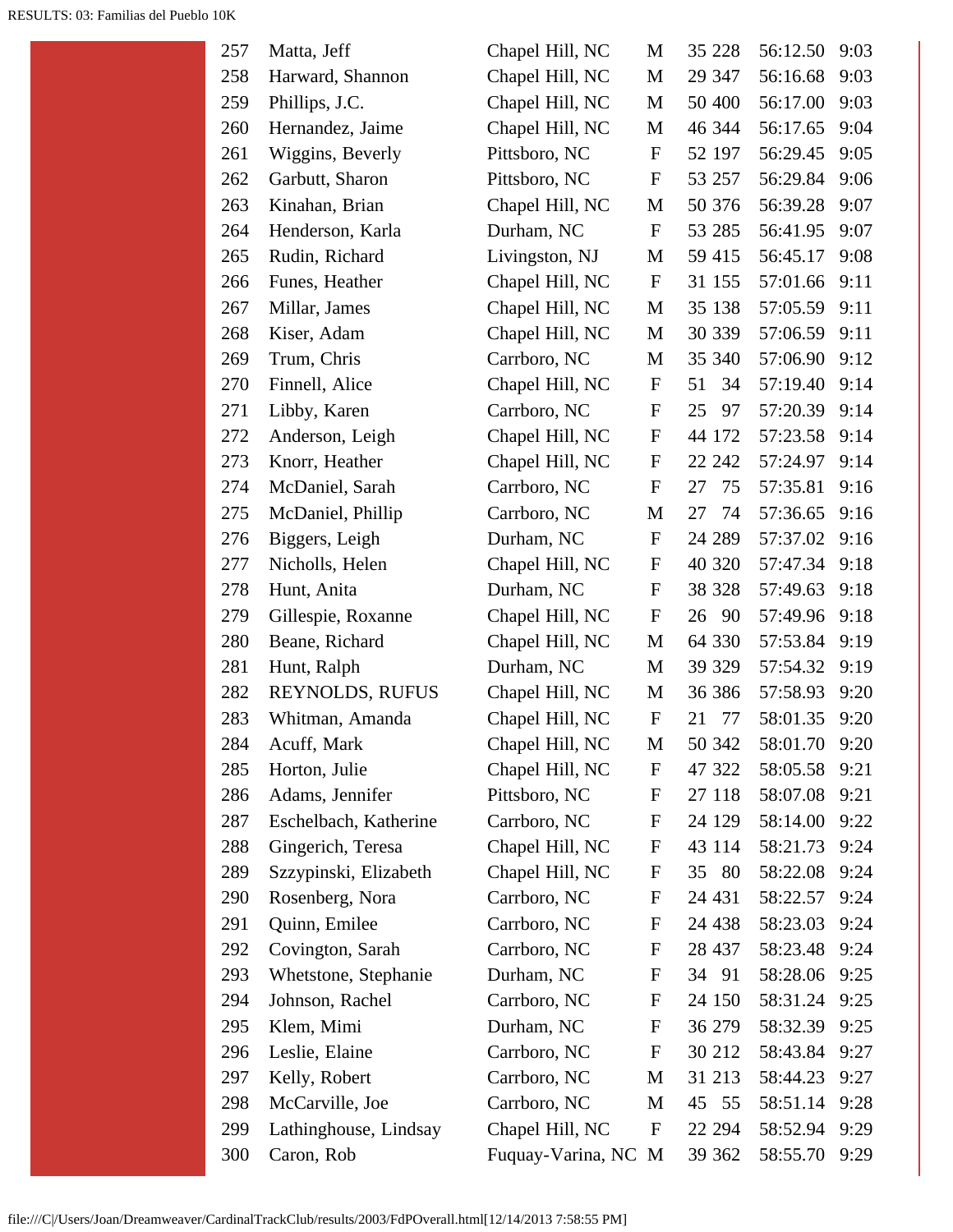| | | | | | | | |
|---|---|---|---|---|---|---|---|
| 257 | Matta, Jeff | Chapel Hill, NC | M | 35 | 228 | 56:12.50 | 9:03 |
| 258 | Harward, Shannon | Chapel Hill, NC | M | 29 | 347 | 56:16.68 | 9:03 |
| 259 | Phillips, J.C. | Chapel Hill, NC | M | 50 | 400 | 56:17.00 | 9:03 |
| 260 | Hernandez, Jaime | Chapel Hill, NC | M | 46 | 344 | 56:17.65 | 9:04 |
| 261 | Wiggins, Beverly | Pittsboro, NC | F | 52 | 197 | 56:29.45 | 9:05 |
| 262 | Garbutt, Sharon | Pittsboro, NC | F | 53 | 257 | 56:29.84 | 9:06 |
| 263 | Kinahan, Brian | Chapel Hill, NC | M | 50 | 376 | 56:39.28 | 9:07 |
| 264 | Henderson, Karla | Durham, NC | F | 53 | 285 | 56:41.95 | 9:07 |
| 265 | Rudin, Richard | Livingston, NJ | M | 59 | 415 | 56:45.17 | 9:08 |
| 266 | Funes, Heather | Chapel Hill, NC | F | 31 | 155 | 57:01.66 | 9:11 |
| 267 | Millar, James | Chapel Hill, NC | M | 35 | 138 | 57:05.59 | 9:11 |
| 268 | Kiser, Adam | Chapel Hill, NC | M | 30 | 339 | 57:06.59 | 9:11 |
| 269 | Trum, Chris | Carrboro, NC | M | 35 | 340 | 57:06.90 | 9:12 |
| 270 | Finnell, Alice | Chapel Hill, NC | F | 51 | 34 | 57:19.40 | 9:14 |
| 271 | Libby, Karen | Carrboro, NC | F | 25 | 97 | 57:20.39 | 9:14 |
| 272 | Anderson, Leigh | Chapel Hill, NC | F | 44 | 172 | 57:23.58 | 9:14 |
| 273 | Knorr, Heather | Chapel Hill, NC | F | 22 | 242 | 57:24.97 | 9:14 |
| 274 | McDaniel, Sarah | Carrboro, NC | F | 27 | 75 | 57:35.81 | 9:16 |
| 275 | McDaniel, Phillip | Carrboro, NC | M | 27 | 74 | 57:36.65 | 9:16 |
| 276 | Biggers, Leigh | Durham, NC | F | 24 | 289 | 57:37.02 | 9:16 |
| 277 | Nicholls, Helen | Chapel Hill, NC | F | 40 | 320 | 57:47.34 | 9:18 |
| 278 | Hunt, Anita | Durham, NC | F | 38 | 328 | 57:49.63 | 9:18 |
| 279 | Gillespie, Roxanne | Chapel Hill, NC | F | 26 | 90 | 57:49.96 | 9:18 |
| 280 | Beane, Richard | Chapel Hill, NC | M | 64 | 330 | 57:53.84 | 9:19 |
| 281 | Hunt, Ralph | Durham, NC | M | 39 | 329 | 57:54.32 | 9:19 |
| 282 | REYNOLDS, RUFUS | Chapel Hill, NC | M | 36 | 386 | 57:58.93 | 9:20 |
| 283 | Whitman, Amanda | Chapel Hill, NC | F | 21 | 77 | 58:01.35 | 9:20 |
| 284 | Acuff, Mark | Chapel Hill, NC | M | 50 | 342 | 58:01.70 | 9:20 |
| 285 | Horton, Julie | Chapel Hill, NC | F | 47 | 322 | 58:05.58 | 9:21 |
| 286 | Adams, Jennifer | Pittsboro, NC | F | 27 | 118 | 58:07.08 | 9:21 |
| 287 | Eschelbach, Katherine | Carrboro, NC | F | 24 | 129 | 58:14.00 | 9:22 |
| 288 | Gingerich, Teresa | Chapel Hill, NC | F | 43 | 114 | 58:21.73 | 9:24 |
| 289 | Szzypinski, Elizabeth | Chapel Hill, NC | F | 35 | 80 | 58:22.08 | 9:24 |
| 290 | Rosenberg, Nora | Carrboro, NC | F | 24 | 431 | 58:22.57 | 9:24 |
| 291 | Quinn, Emilee | Carrboro, NC | F | 24 | 438 | 58:23.03 | 9:24 |
| 292 | Covington, Sarah | Carrboro, NC | F | 28 | 437 | 58:23.48 | 9:24 |
| 293 | Whetstone, Stephanie | Durham, NC | F | 34 | 91 | 58:28.06 | 9:25 |
| 294 | Johnson, Rachel | Carrboro, NC | F | 24 | 150 | 58:31.24 | 9:25 |
| 295 | Klem, Mimi | Durham, NC | F | 36 | 279 | 58:32.39 | 9:25 |
| 296 | Leslie, Elaine | Carrboro, NC | F | 30 | 212 | 58:43.84 | 9:27 |
| 297 | Kelly, Robert | Carrboro, NC | M | 31 | 213 | 58:44.23 | 9:27 |
| 298 | McCarville, Joe | Carrboro, NC | M | 45 | 55 | 58:51.14 | 9:28 |
| 299 | Lathinghouse, Lindsay | Chapel Hill, NC | F | 22 | 294 | 58:52.94 | 9:29 |
| 300 | Caron, Rob | Fuquay-Varina, NC | M | 39 | 362 | 58:55.70 | 9:29 |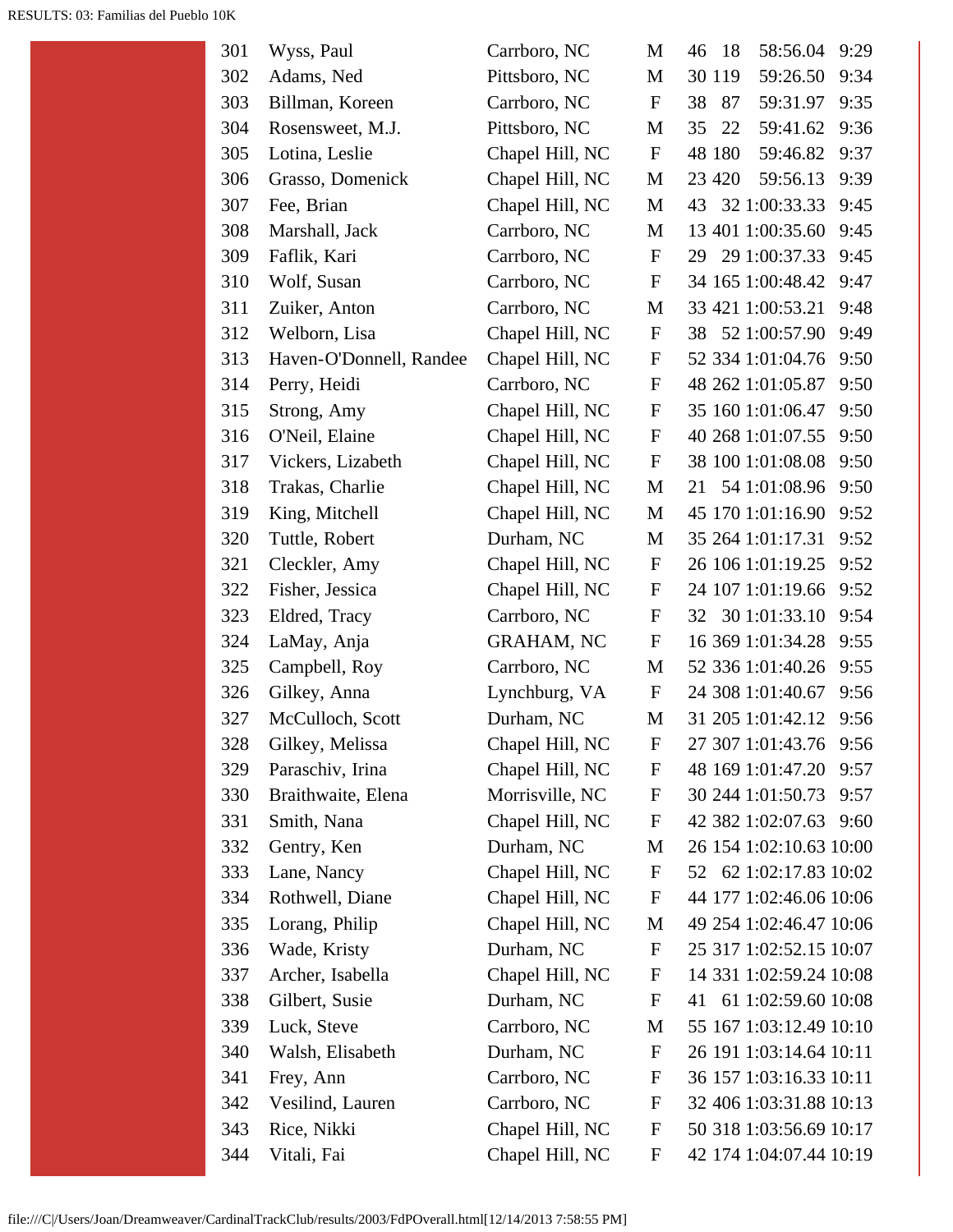| | | | | | | | |
|---|---|---|---|---|---|---|---|
| 301 | Wyss, Paul | Carrboro, NC | M | 46 | 18 | 58:56.04 | 9:29 |
| 302 | Adams, Ned | Pittsboro, NC | M | 30 | 119 | 59:26.50 | 9:34 |
| 303 | Billman, Koreen | Carrboro, NC | F | 38 | 87 | 59:31.97 | 9:35 |
| 304 | Rosensweet, M.J. | Pittsboro, NC | M | 35 | 22 | 59:41.62 | 9:36 |
| 305 | Lotina, Leslie | Chapel Hill, NC | F | 48 | 180 | 59:46.82 | 9:37 |
| 306 | Grasso, Domenick | Chapel Hill, NC | M | 23 | 420 | 59:56.13 | 9:39 |
| 307 | Fee, Brian | Chapel Hill, NC | M | 43 | 32 | 1:00:33.33 | 9:45 |
| 308 | Marshall, Jack | Carrboro, NC | M | 13 | 401 | 1:00:35.60 | 9:45 |
| 309 | Faflik, Kari | Carrboro, NC | F | 29 | 29 | 1:00:37.33 | 9:45 |
| 310 | Wolf, Susan | Carrboro, NC | F | 34 | 165 | 1:00:48.42 | 9:47 |
| 311 | Zuiker, Anton | Carrboro, NC | M | 33 | 421 | 1:00:53.21 | 9:48 |
| 312 | Welborn, Lisa | Chapel Hill, NC | F | 38 | 52 | 1:00:57.90 | 9:49 |
| 313 | Haven-O'Donnell, Randee | Chapel Hill, NC | F | 52 | 334 | 1:01:04.76 | 9:50 |
| 314 | Perry, Heidi | Carrboro, NC | F | 48 | 262 | 1:01:05.87 | 9:50 |
| 315 | Strong, Amy | Chapel Hill, NC | F | 35 | 160 | 1:01:06.47 | 9:50 |
| 316 | O'Neil, Elaine | Chapel Hill, NC | F | 40 | 268 | 1:01:07.55 | 9:50 |
| 317 | Vickers, Lizabeth | Chapel Hill, NC | F | 38 | 100 | 1:01:08.08 | 9:50 |
| 318 | Trakas, Charlie | Chapel Hill, NC | M | 21 | 54 | 1:01:08.96 | 9:50 |
| 319 | King, Mitchell | Chapel Hill, NC | M | 45 | 170 | 1:01:16.90 | 9:52 |
| 320 | Tuttle, Robert | Durham, NC | M | 35 | 264 | 1:01:17.31 | 9:52 |
| 321 | Cleckler, Amy | Chapel Hill, NC | F | 26 | 106 | 1:01:19.25 | 9:52 |
| 322 | Fisher, Jessica | Chapel Hill, NC | F | 24 | 107 | 1:01:19.66 | 9:52 |
| 323 | Eldred, Tracy | Carrboro, NC | F | 32 | 30 | 1:01:33.10 | 9:54 |
| 324 | LaMay, Anja | GRAHAM, NC | F | 16 | 369 | 1:01:34.28 | 9:55 |
| 325 | Campbell, Roy | Carrboro, NC | M | 52 | 336 | 1:01:40.26 | 9:55 |
| 326 | Gilkey, Anna | Lynchburg, VA | F | 24 | 308 | 1:01:40.67 | 9:56 |
| 327 | McCulloch, Scott | Durham, NC | M | 31 | 205 | 1:01:42.12 | 9:56 |
| 328 | Gilkey, Melissa | Chapel Hill, NC | F | 27 | 307 | 1:01:43.76 | 9:56 |
| 329 | Paraschiv, Irina | Chapel Hill, NC | F | 48 | 169 | 1:01:47.20 | 9:57 |
| 330 | Braithwaite, Elena | Morrisville, NC | F | 30 | 244 | 1:01:50.73 | 9:57 |
| 331 | Smith, Nana | Chapel Hill, NC | F | 42 | 382 | 1:02:07.63 | 9:60 |
| 332 | Gentry, Ken | Durham, NC | M | 26 | 154 | 1:02:10.63 | 10:00 |
| 333 | Lane, Nancy | Chapel Hill, NC | F | 52 | 62 | 1:02:17.83 | 10:02 |
| 334 | Rothwell, Diane | Chapel Hill, NC | F | 44 | 177 | 1:02:46.06 | 10:06 |
| 335 | Lorang, Philip | Chapel Hill, NC | M | 49 | 254 | 1:02:46.47 | 10:06 |
| 336 | Wade, Kristy | Durham, NC | F | 25 | 317 | 1:02:52.15 | 10:07 |
| 337 | Archer, Isabella | Chapel Hill, NC | F | 14 | 331 | 1:02:59.24 | 10:08 |
| 338 | Gilbert, Susie | Durham, NC | F | 41 | 61 | 1:02:59.60 | 10:08 |
| 339 | Luck, Steve | Carrboro, NC | M | 55 | 167 | 1:03:12.49 | 10:10 |
| 340 | Walsh, Elisabeth | Durham, NC | F | 26 | 191 | 1:03:14.64 | 10:11 |
| 341 | Frey, Ann | Carrboro, NC | F | 36 | 157 | 1:03:16.33 | 10:11 |
| 342 | Vesilind, Lauren | Carrboro, NC | F | 32 | 406 | 1:03:31.88 | 10:13 |
| 343 | Rice, Nikki | Chapel Hill, NC | F | 50 | 318 | 1:03:56.69 | 10:17 |
| 344 | Vitali, Fai | Chapel Hill, NC | F | 42 | 174 | 1:04:07.44 | 10:19 |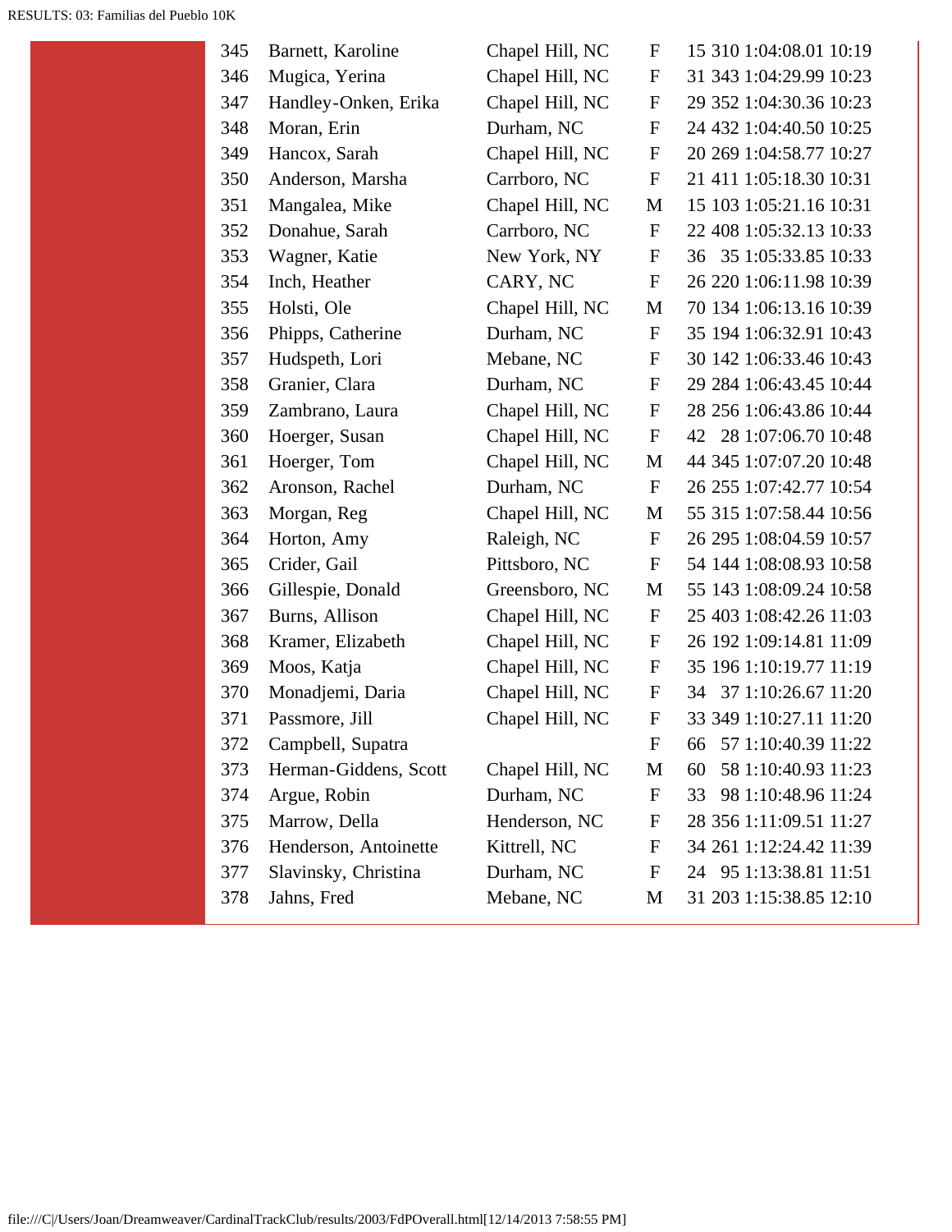| | | | | | | | |
|---|---|---|---|---|---|---|---|
| 345 | Barnett, Karoline | Chapel Hill, NC | F | 15 | 310 | 1:04:08.01 | 10:19 |
| 346 | Mugica, Yerina | Chapel Hill, NC | F | 31 | 343 | 1:04:29.99 | 10:23 |
| 347 | Handley-Onken, Erika | Chapel Hill, NC | F | 29 | 352 | 1:04:30.36 | 10:23 |
| 348 | Moran, Erin | Durham, NC | F | 24 | 432 | 1:04:40.50 | 10:25 |
| 349 | Hancox, Sarah | Chapel Hill, NC | F | 20 | 269 | 1:04:58.77 | 10:27 |
| 350 | Anderson, Marsha | Carrboro, NC | F | 21 | 411 | 1:05:18.30 | 10:31 |
| 351 | Mangalea, Mike | Chapel Hill, NC | M | 15 | 103 | 1:05:21.16 | 10:31 |
| 352 | Donahue, Sarah | Carrboro, NC | F | 22 | 408 | 1:05:32.13 | 10:33 |
| 353 | Wagner, Katie | New York, NY | F | 36 | 35 | 1:05:33.85 | 10:33 |
| 354 | Inch, Heather | CARY, NC | F | 26 | 220 | 1:06:11.98 | 10:39 |
| 355 | Holsti, Ole | Chapel Hill, NC | M | 70 | 134 | 1:06:13.16 | 10:39 |
| 356 | Phipps, Catherine | Durham, NC | F | 35 | 194 | 1:06:32.91 | 10:43 |
| 357 | Hudspeth, Lori | Mebane, NC | F | 30 | 142 | 1:06:33.46 | 10:43 |
| 358 | Granier, Clara | Durham, NC | F | 29 | 284 | 1:06:43.45 | 10:44 |
| 359 | Zambrano, Laura | Chapel Hill, NC | F | 28 | 256 | 1:06:43.86 | 10:44 |
| 360 | Hoerger, Susan | Chapel Hill, NC | F | 42 | 28 | 1:07:06.70 | 10:48 |
| 361 | Hoerger, Tom | Chapel Hill, NC | M | 44 | 345 | 1:07:07.20 | 10:48 |
| 362 | Aronson, Rachel | Durham, NC | F | 26 | 255 | 1:07:42.77 | 10:54 |
| 363 | Morgan, Reg | Chapel Hill, NC | M | 55 | 315 | 1:07:58.44 | 10:56 |
| 364 | Horton, Amy | Raleigh, NC | F | 26 | 295 | 1:08:04.59 | 10:57 |
| 365 | Crider, Gail | Pittsboro, NC | F | 54 | 144 | 1:08:08.93 | 10:58 |
| 366 | Gillespie, Donald | Greensboro, NC | M | 55 | 143 | 1:08:09.24 | 10:58 |
| 367 | Burns, Allison | Chapel Hill, NC | F | 25 | 403 | 1:08:42.26 | 11:03 |
| 368 | Kramer, Elizabeth | Chapel Hill, NC | F | 26 | 192 | 1:09:14.81 | 11:09 |
| 369 | Moos, Katja | Chapel Hill, NC | F | 35 | 196 | 1:10:19.77 | 11:19 |
| 370 | Monadjemi, Daria | Chapel Hill, NC | F | 34 | 37 | 1:10:26.67 | 11:20 |
| 371 | Passmore, Jill | Chapel Hill, NC | F | 33 | 349 | 1:10:27.11 | 11:20 |
| 372 | Campbell, Supatra | | F | 66 | 57 | 1:10:40.39 | 11:22 |
| 373 | Herman-Giddens, Scott | Chapel Hill, NC | M | 60 | 58 | 1:10:40.93 | 11:23 |
| 374 | Argue, Robin | Durham, NC | F | 33 | 98 | 1:10:48.96 | 11:24 |
| 375 | Marrow, Della | Henderson, NC | F | 28 | 356 | 1:11:09.51 | 11:27 |
| 376 | Henderson, Antoinette | Kittrell, NC | F | 34 | 261 | 1:12:24.42 | 11:39 |
| 377 | Slavinsky, Christina | Durham, NC | F | 24 | 95 | 1:13:38.81 | 11:51 |
| 378 | Jahns, Fred | Mebane, NC | M | 31 | 203 | 1:15:38.85 | 12:10 |